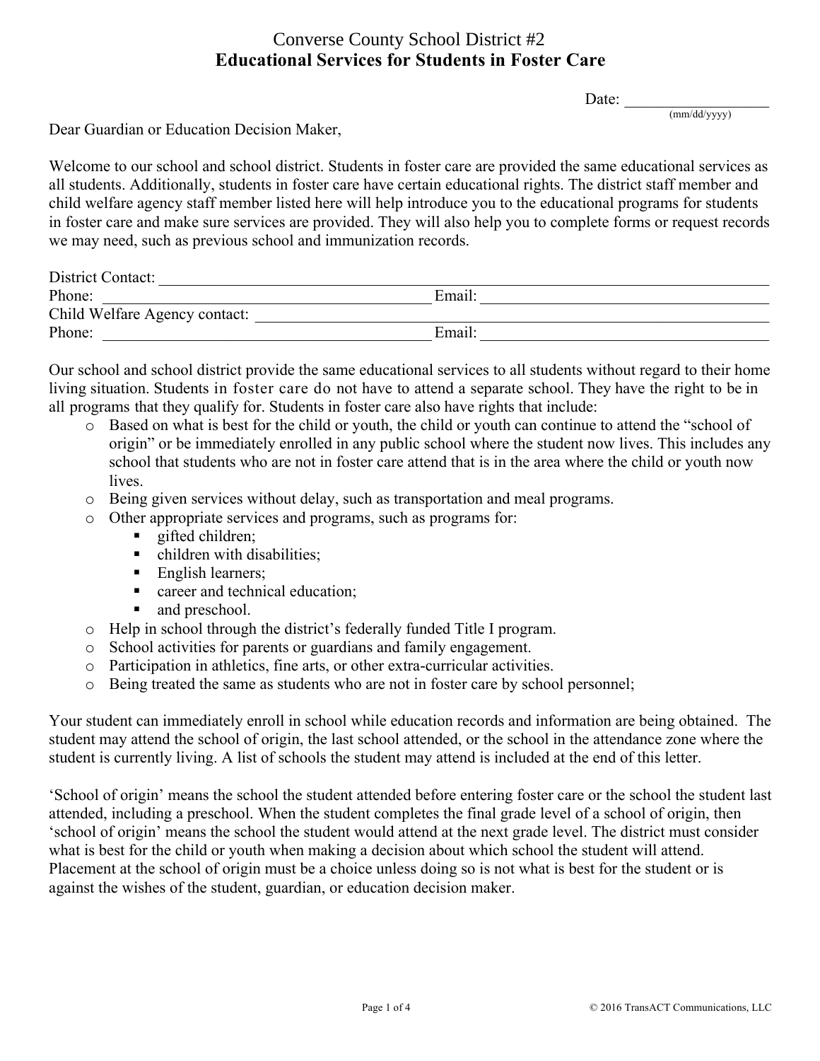Converse County School District #2

# Educational Services for Students in Foster Care

Date: __________________
(mm/dd/yyyy)

Dear Guardian or Education Decision Maker,

Welcome to our school and school district. Students in foster care are provided the same educational services as all students. Additionally, students in foster care have certain educational rights. The district staff member and child welfare agency staff member listed here will help introduce you to the educational programs for students in foster care and make sure services are provided. They will also help you to complete forms or request records we may need, such as previous school and immunization records.

District Contact: ______________________________________________________________________
Phone: ________________________________________ Email: ___________________________________
Child Welfare Agency contact: ___________________________________________________________
Phone: ________________________________________ Email: ___________________________________

Our school and school district provide the same educational services to all students without regard to their home living situation. Students in foster care do not have to attend a separate school. They have the right to be in all programs that they qualify for. Students in foster care also have rights that include:

- Based on what is best for the child or youth, the child or youth can continue to attend the "school of origin" or be immediately enrolled in any public school where the student now lives. This includes any school that students who are not in foster care attend that is in the area where the child or youth now lives.
- Being given services without delay, such as transportation and meal programs.
- Other appropriate services and programs, such as programs for:
  - gifted children;
  - children with disabilities;
  - English learners;
  - career and technical education;
  - and preschool.
- Help in school through the district's federally funded Title I program.
- School activities for parents or guardians and family engagement.
- Participation in athletics, fine arts, or other extra-curricular activities.
- Being treated the same as students who are not in foster care by school personnel;

Your student can immediately enroll in school while education records and information are being obtained. The student may attend the school of origin, the last school attended, or the school in the attendance zone where the student is currently living. A list of schools the student may attend is included at the end of this letter.

'School of origin' means the school the student attended before entering foster care or the school the student last attended, including a preschool. When the student completes the final grade level of a school of origin, then 'school of origin' means the school the student would attend at the next grade level. The district must consider what is best for the child or youth when making a decision about which school the student will attend. Placement at the school of origin must be a choice unless doing so is not what is best for the student or is against the wishes of the student, guardian, or education decision maker.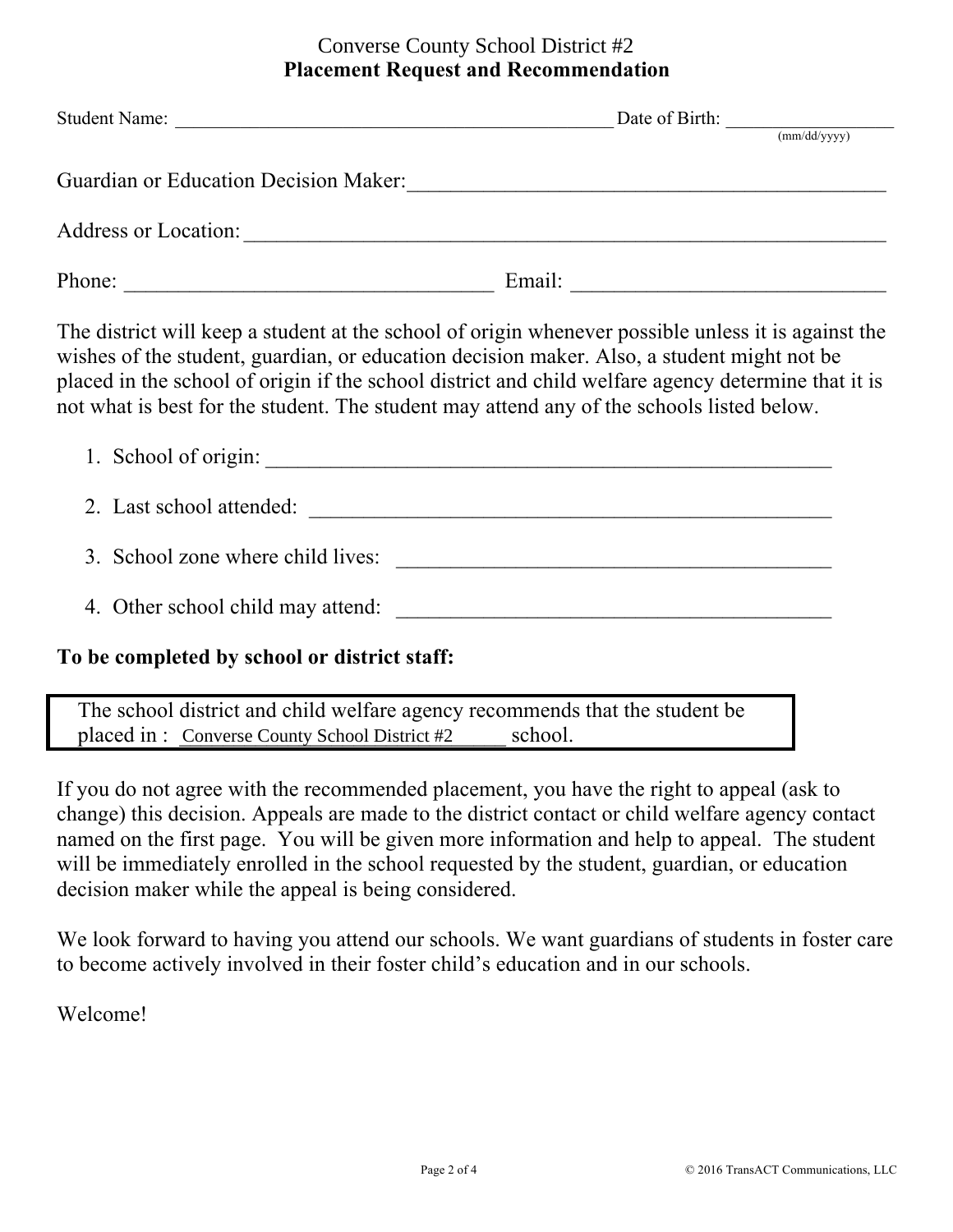Converse County School District #2

**Placement Request and Recommendation**

Student Name: _______________________________________________ Date of Birth: _________________
(mm/dd/yyyy)

Guardian or Education Decision Maker: _______________________________________________

Address or Location: _______________________________________________________________

Phone: __________________________________ Email: _____________________________

The district will keep a student at the school of origin whenever possible unless it is against the wishes of the student, guardian, or education decision maker. Also, a student might not be placed in the school of origin if the school district and child welfare agency determine that it is not what is best for the student. The student may attend any of the schools listed below.

1. School of origin: _______________________________________________________
2. Last school attended: ___________________________________________________
3. School zone where child lives: ___________________________________________
4. Other school child may attend: ___________________________________________

**To be completed by school or district staff:**

The school district and child welfare agency recommends that the student be placed in : Converse County School District #2 school.

If you do not agree with the recommended placement, you have the right to appeal (ask to change) this decision. Appeals are made to the district contact or child welfare agency contact named on the first page. You will be given more information and help to appeal. The student will be immediately enrolled in the school requested by the student, guardian, or education decision maker while the appeal is being considered.

We look forward to having you attend our schools. We want guardians of students in foster care to become actively involved in their foster child's education and in our schools.

Welcome!

© 2016 TransACT Communications, LLC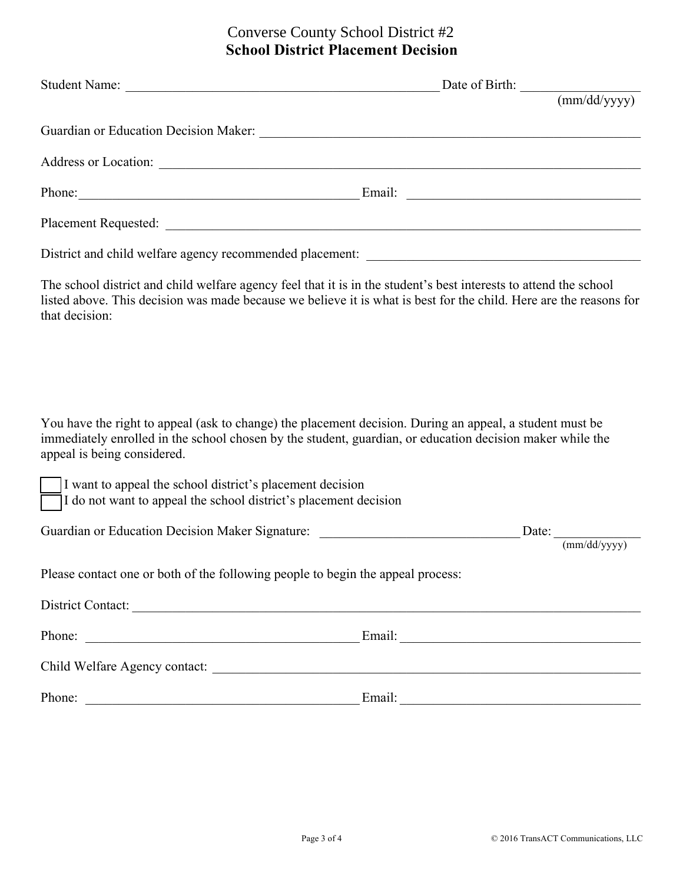# Converse County School District #2
## School District Placement Decision

Student Name: ________________________________________________ Date of Birth: _________________
(mm/dd/yyyy)

Guardian or Education Decision Maker: ___________________________________________________________

Address or Location: _________________________________________________________________________

Phone: ___________________________________________ Email: ___________________________________

Placement Requested: _________________________________________________________________________

District and child welfare agency recommended placement: ________________________________________

The school district and child welfare agency feel that it is in the student's best interests to attend the school listed above. This decision was made because we believe it is what is best for the child. Here are the reasons for that decision:

You have the right to appeal (ask to change) the placement decision. During an appeal, a student must be immediately enrolled in the school chosen by the student, guardian, or education decision maker while the appeal is being considered.

☐ I want to appeal the school district's placement decision
☐ I do not want to appeal the school district's placement decision

Guardian or Education Decision Maker Signature: ______________________________ Date: _____________
(mm/dd/yyyy)

Please contact one or both of the following people to begin the appeal process:

District Contact: _____________________________________________________________________________

Phone: __________________________________________ Email: ____________________________________

Child Welfare Agency contact: __________________________________________________________________

Phone: __________________________________________ Email: ____________________________________

© 2016 TransACT Communications, LLC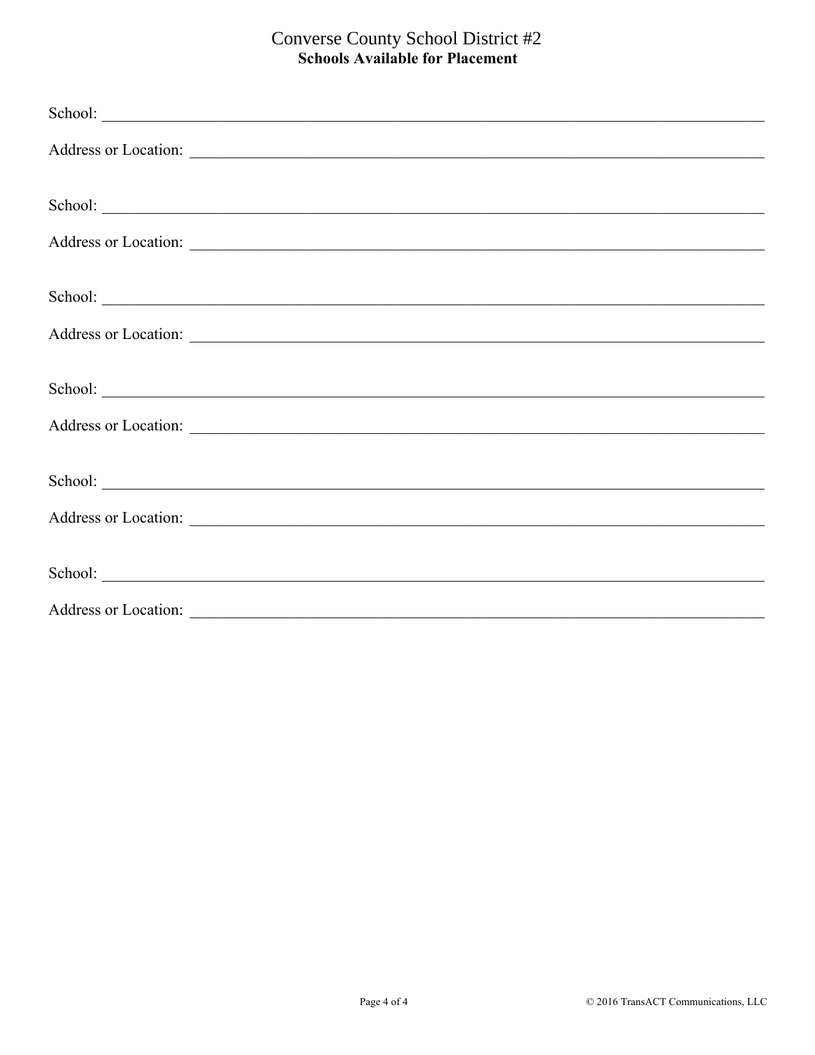# Converse County School District #2

## Schools Available for Placement

School: ____________________________________________________________________________

Address or Location: ____________________________________________________________________

School: ____________________________________________________________________________

Address or Location: ____________________________________________________________________

School: ____________________________________________________________________________

Address or Location: ____________________________________________________________________

School: ____________________________________________________________________________

Address or Location: ____________________________________________________________________

School: ____________________________________________________________________________

Address or Location: ____________________________________________________________________

School: ____________________________________________________________________________

Address or Location: ____________________________________________________________________

© 2016 TransACT Communications, LLC